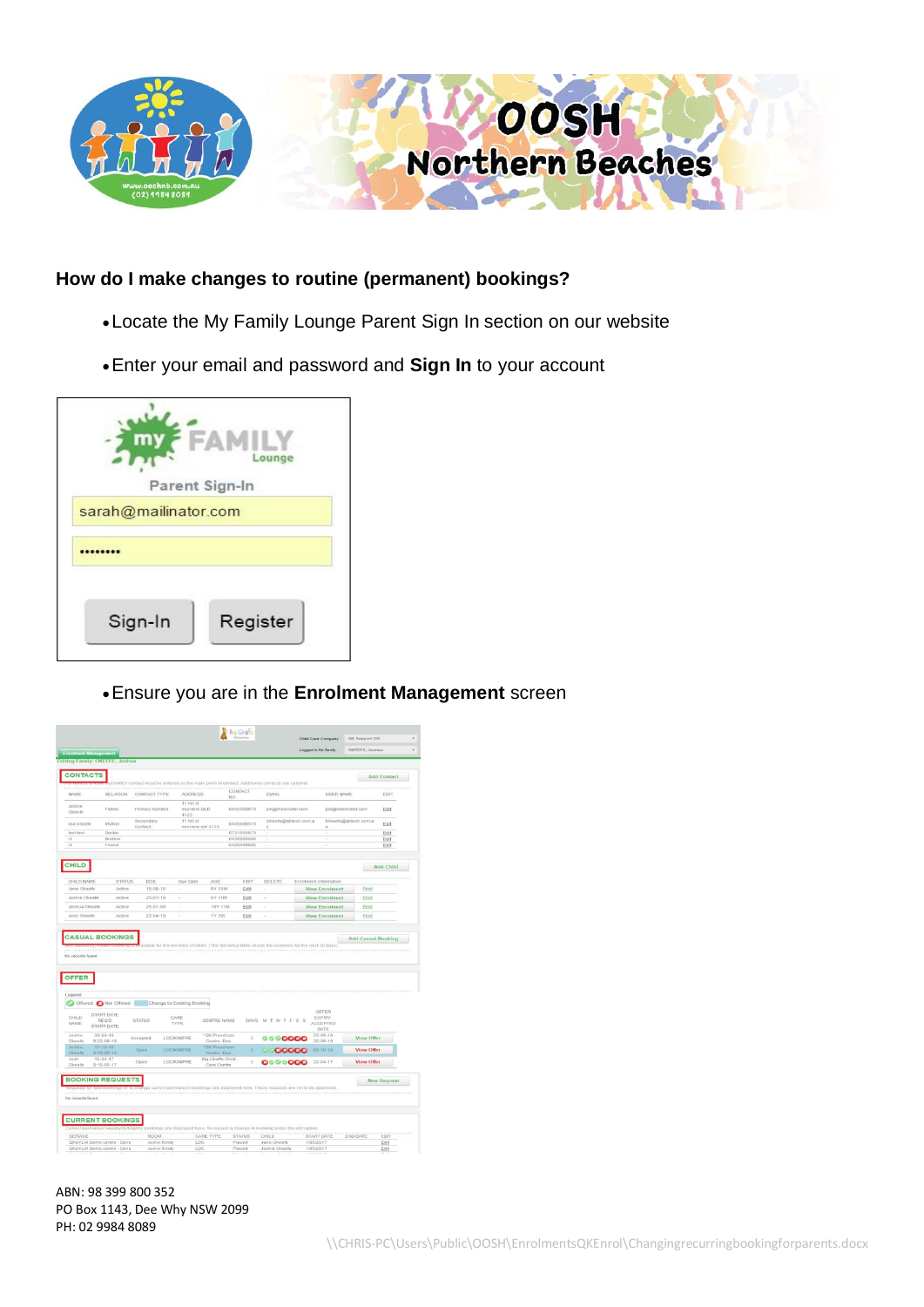## How do I make changes to routine (permanent) bookings?

- Locate the My Family Lounge Parent Sign In section on our website
- Enter your email and password and **Sign In** to your account
- Ensure you are in the **Enrolment Management** screen

ABN: 98 399 800 352
PO Box 1143, Dee Why NSW 2099
PH: 02 9984 8089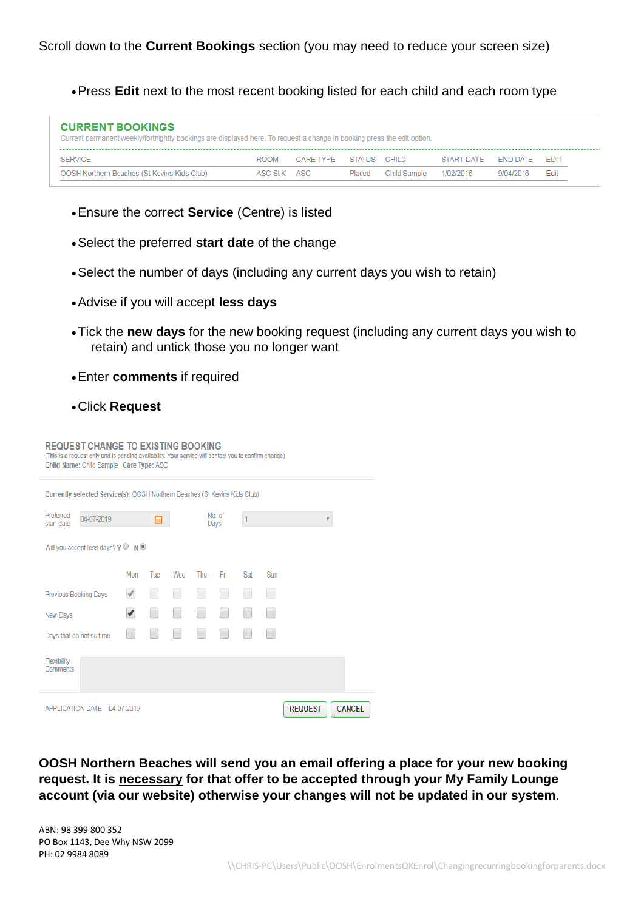Scroll down to the **Current Bookings** section (you may need to reduce your screen size)

- Press **Edit** next to the most recent booking listed for each child and each room type

**CURRENT BOOKINGS**

Current permanent weekly/fortnightly bookings are displayed here. To request a change in booking press the edit option.

| SERVICE | ROOM | CARE TYPE | STATUS | CHILD | START DATE | END DATE | EDIT |
|---|---|---|---|---|---|---|---|
| OOSH Northern Beaches (St Kevins Kids Club) | ASC St K | ASC | Placed | Child Sample | 1/02/2016 | 9/04/2016 | Edit |

- Ensure the correct **Service** (Centre) is listed
- Select the preferred **start date** of the change
- Select the number of days (including any current days you wish to retain)
- Advise if you will accept **less days**
- Tick the **new days** for the new booking request (including any current days you wish to retain) and untick those you no longer want
- Enter **comments** if required
- Click **Request**

**REQUEST CHANGE TO EXISTING BOOKING**

(This is a request only and is pending availability. Your service will contact you to confirm change)

**Child Name:** Child Sample **Care Type:** ASC

**Currently selected Service(s):** OOSH Northern Beaches (St Kevins Kids Club)

Preferred start date: 04-07-2019    No. of Days: 1

Will you accept less days? Y ○ N ◉

| | Mon | Tue | Wed | Thu | Fri | Sat | Sun |
|---|---|---|---|---|---|---|---|
| Previous Booking Days | ☑ | ☐ | ☐ | ☐ | ☐ | ☐ | ☐ |
| New Days | ☑ | ☐ | ☐ | ☐ | ☐ | ☐ | ☐ |
| Days that do not suit me | ☐ | ☐ | ☐ | ☐ | ☐ | ☐ | ☐ |

Flexibility Comments

APPLICATION DATE 04-07-2019    REQUEST    CANCEL

**OOSH Northern Beaches will send you an email offering a place for your new booking request. It is <u>necessary</u> for that offer to be accepted through your My Family Lounge account (via our website) otherwise your changes will not be updated in our system**.

ABN: 98 399 800 352
PO Box 1143, Dee Why NSW 2099
PH: 02 9984 8089